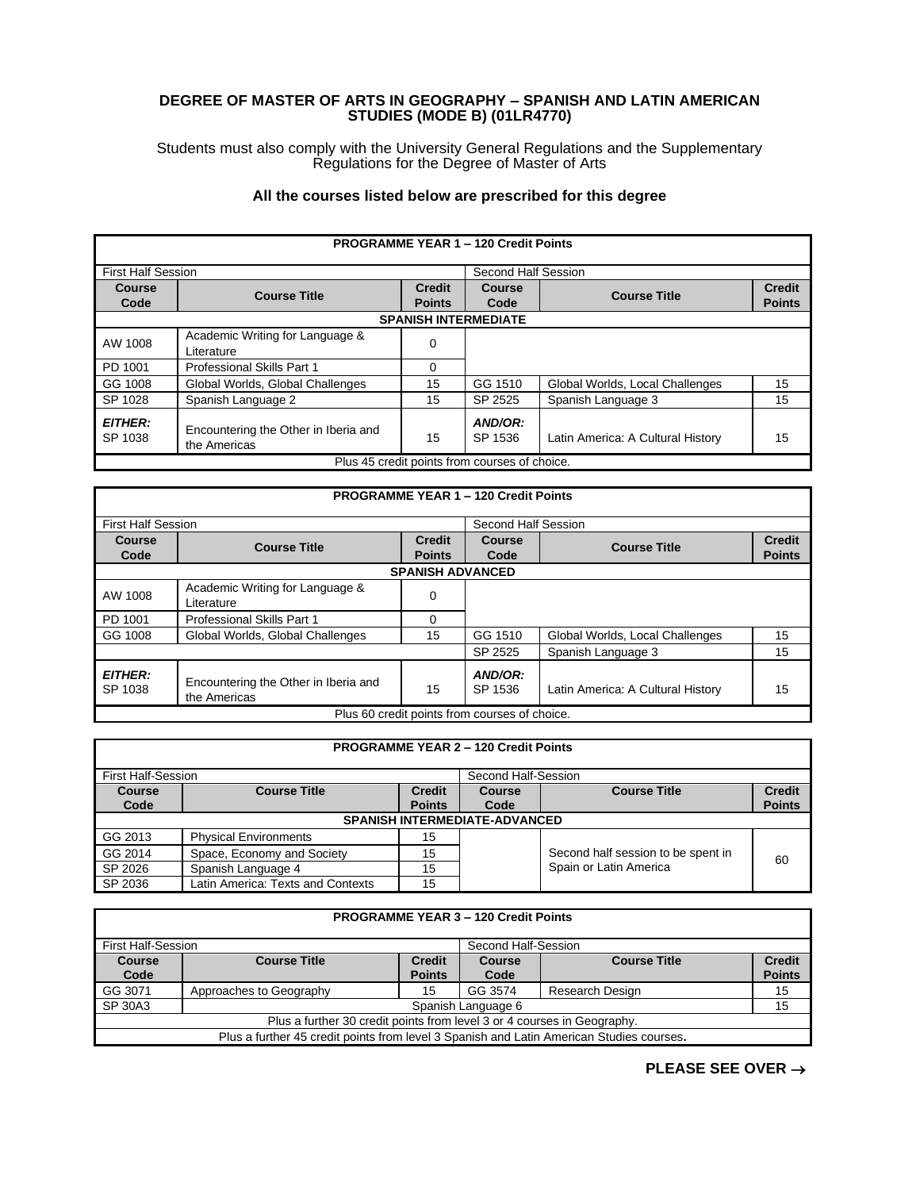# DEGREE OF MASTER OF ARTS IN GEOGRAPHY – SPANISH AND LATIN AMERICAN STUDIES (MODE B) (01LR4770)

Students must also comply with the University General Regulations and the Supplementary Regulations for the Degree of Master of Arts

**All the courses listed below are prescribed for this degree**

| **PROGRAMME YEAR 1 – 120 Credit Points** | | | | | |
|---|---|---|---|---|---|
| First Half Session | | | Second Half Session | | |
| **Course Code** | **Course Title** | **Credit Points** | **Course Code** | **Course Title** | **Credit Points** |
| **SPANISH INTERMEDIATE** | | | | | |
| AW 1008 | Academic Writing for Language & Literature | 0 | | | |
| PD 1001 | Professional Skills Part 1 | 0 | | | |
| GG 1008 | Global Worlds, Global Challenges | 15 | GG 1510 | Global Worlds, Local Challenges | 15 |
| SP 1028 | Spanish Language 2 | 15 | SP 2525 | Spanish Language 3 | 15 |
| ***EITHER:*** SP 1038 | Encountering the Other in Iberia and the Americas | 15 | ***AND/OR:*** SP 1536 | Latin America: A Cultural History | 15 |
| Plus 45 credit points from courses of choice. | | | | | |

| **PROGRAMME YEAR 1 – 120 Credit Points** | | | | | |
|---|---|---|---|---|---|
| First Half Session | | | Second Half Session | | |
| **Course Code** | **Course Title** | **Credit Points** | **Course Code** | **Course Title** | **Credit Points** |
| **SPANISH ADVANCED** | | | | | |
| AW 1008 | Academic Writing for Language & Literature | 0 | | | |
| PD 1001 | Professional Skills Part 1 | 0 | | | |
| GG 1008 | Global Worlds, Global Challenges | 15 | GG 1510 | Global Worlds, Local Challenges | 15 |
| | | | SP 2525 | Spanish Language 3 | 15 |
| ***EITHER:*** SP 1038 | Encountering the Other in Iberia and the Americas | 15 | ***AND/OR:*** SP 1536 | Latin America: A Cultural History | 15 |
| Plus 60 credit points from courses of choice. | | | | | |

| **PROGRAMME YEAR 2 – 120 Credit Points** | | | | | |
|---|---|---|---|---|---|
| First Half-Session | | | Second Half-Session | | |
| **Course Code** | **Course Title** | **Credit Points** | **Course Code** | **Course Title** | **Credit Points** |
| **SPANISH INTERMEDIATE-ADVANCED** | | | | | |
| GG 2013 | Physical Environments | 15 | | Second half session to be spent in Spain or Latin America | 60 |
| GG 2014 | Space, Economy and Society | 15 | | | |
| SP 2026 | Spanish Language 4 | 15 | | | |
| SP 2036 | Latin America: Texts and Contexts | 15 | | | |

| **PROGRAMME YEAR 3 – 120 Credit Points** | | | | | |
|---|---|---|---|---|---|
| First Half-Session | | | Second Half-Session | | |
| **Course Code** | **Course Title** | **Credit Points** | **Course Code** | **Course Title** | **Credit Points** |
| GG 3071 | Approaches to Geography | 15 | GG 3574 | Research Design | 15 |
| SP 30A3 | Spanish Language 6 | | | | 15 |
| Plus a further 30 credit points from level 3 or 4 courses in Geography. | | | | | |
| Plus a further 45 credit points from level 3 Spanish and Latin American Studies courses. | | | | | |

**PLEASE SEE OVER →**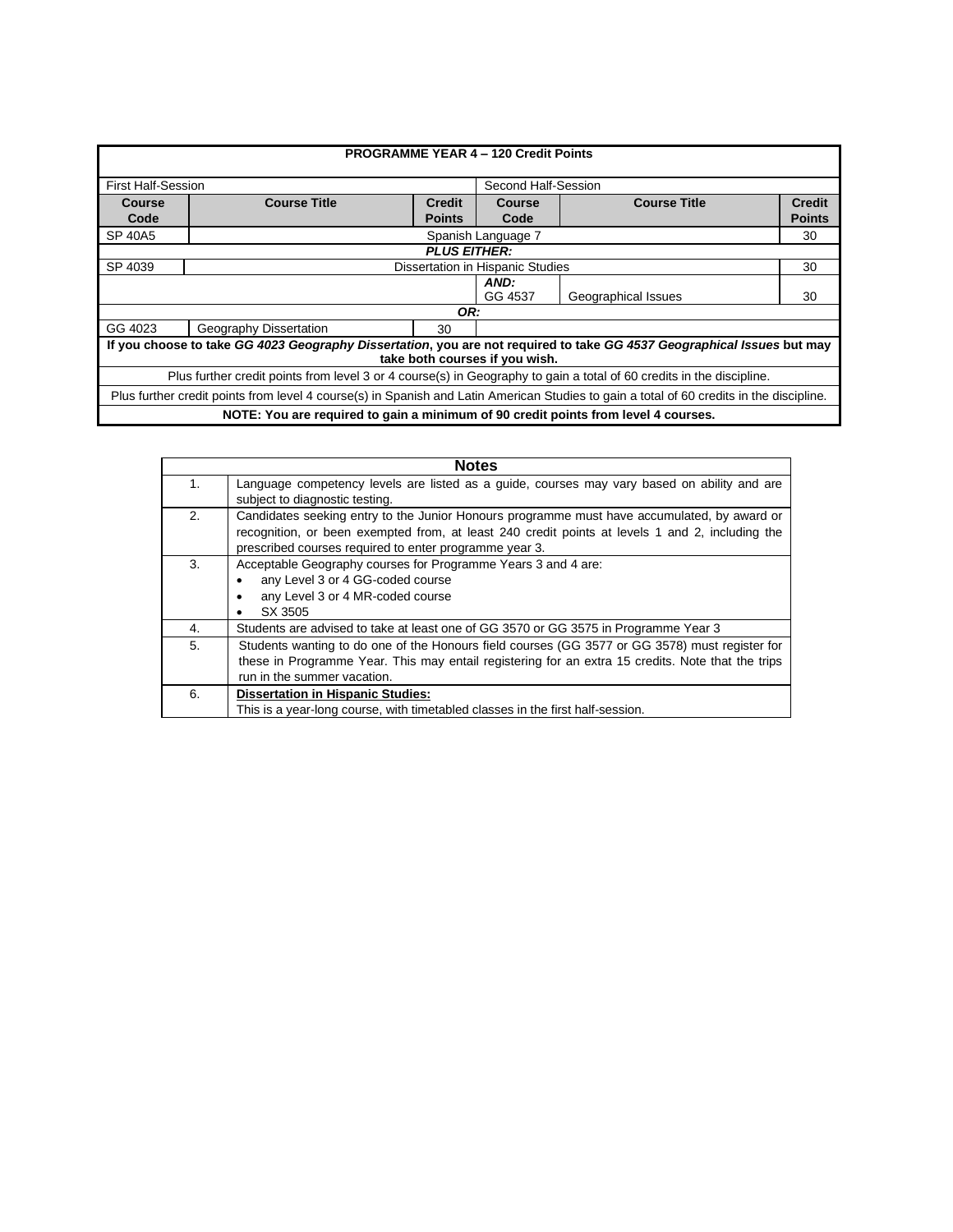| PROGRAMME YEAR 4 – 120 Credit Points | | | | | |
|---|---|---|---|---|---|
| First Half-Session | | | Second Half-Session | | |
| **Course Code** | **Course Title** | **Credit Points** | **Course Code** | **Course Title** | **Credit Points** |
| SP 40A5 | Spanish Language 7 | | | | 30 |
| ***PLUS EITHER:*** | | | | | |
| SP 4039 | Dissertation in Hispanic Studies | | | | 30 |
| | | | ***AND:*** GG 4537 | Geographical Issues | 30 |
| ***OR:*** | | | | | |
| GG 4023 | Geography Dissertation | 30 | | | |
| **If you choose to take *GG 4023 Geography Dissertation*, you are not required to take *GG 4537 Geographical Issues* but may take both courses if you wish.** | | | | | |
| Plus further credit points from level 3 or 4 course(s) in Geography to gain a total of 60 credits in the discipline. | | | | | |
| Plus further credit points from level 4 course(s) in Spanish and Latin American Studies to gain a total of 60 credits in the discipline. | | | | | |
| **NOTE: You are required to gain a minimum of 90 credit points from level 4 courses.** | | | | | |

| **Notes** | |
|---|---|
| 1. | Language competency levels are listed as a guide, courses may vary based on ability and are subject to diagnostic testing. |
| 2. | Candidates seeking entry to the Junior Honours programme must have accumulated, by award or recognition, or been exempted from, at least 240 credit points at levels 1 and 2, including the prescribed courses required to enter programme year 3. |
| 3. | Acceptable Geography courses for Programme Years 3 and 4 are: • any Level 3 or 4 GG-coded course • any Level 3 or 4 MR-coded course • SX 3505 |
| 4. | Students are advised to take at least one of GG 3570 or GG 3575 in Programme Year 3 |
| 5. | Students wanting to do one of the Honours field courses (GG 3577 or GG 3578) must register for these in Programme Year. This may entail registering for an extra 15 credits. Note that the trips run in the summer vacation. |
| 6. | **Dissertation in Hispanic Studies:** This is a year-long course, with timetabled classes in the first half-session. |